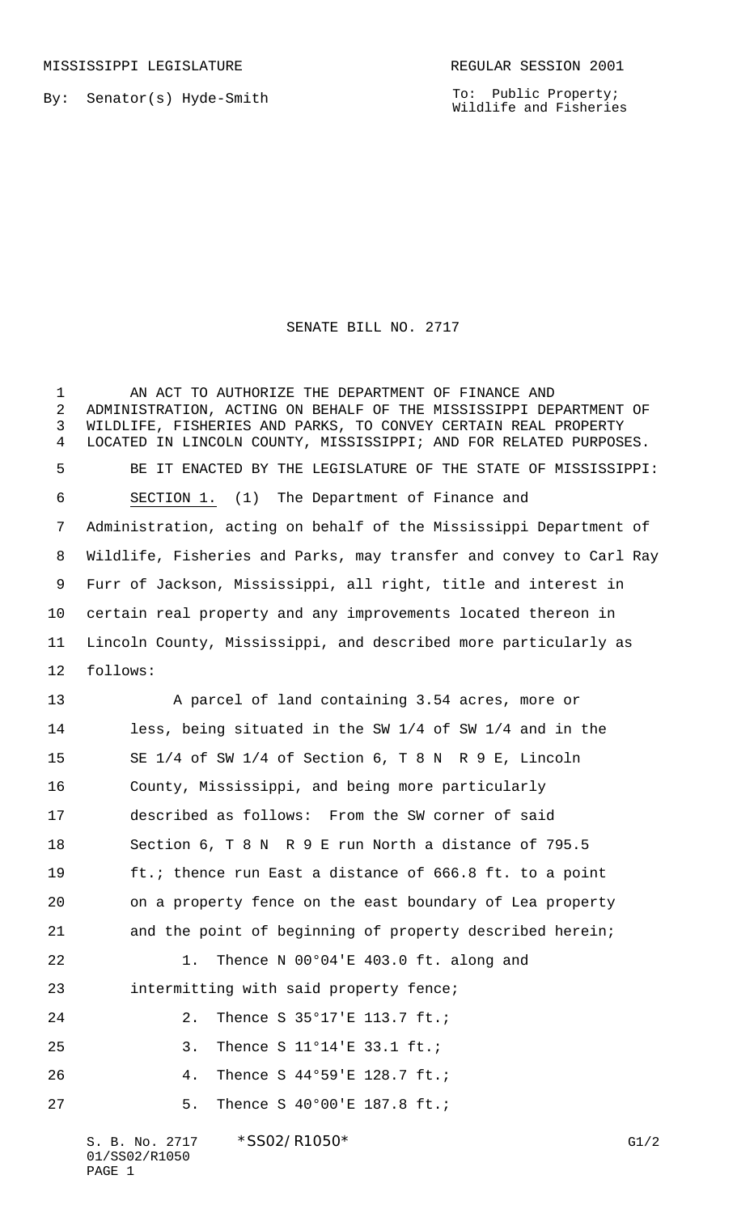MISSISSIPPI LEGISLATURE — REGULAR SESSION 2001

By: Senator(s) Hyde-Smith

To: Public Property; Wildlife and Fisheries

# SENATE BILL NO. 2717

AN ACT TO AUTHORIZE THE DEPARTMENT OF FINANCE AND ADMINISTRATION, ACTING ON BEHALF OF THE MISSISSIPPI DEPARTMENT OF WILDLIFE, FISHERIES AND PARKS, TO CONVEY CERTAIN REAL PROPERTY LOCATED IN LINCOLN COUNTY, MISSISSIPPI; AND FOR RELATED PURPOSES.

BE IT ENACTED BY THE LEGISLATURE OF THE STATE OF MISSISSIPPI:

SECTION 1. (1) The Department of Finance and Administration, acting on behalf of the Mississippi Department of Wildlife, Fisheries and Parks, may transfer and convey to Carl Ray Furr of Jackson, Mississippi, all right, title and interest in certain real property and any improvements located thereon in Lincoln County, Mississippi, and described more particularly as follows:

A parcel of land containing 3.54 acres, more or less, being situated in the SW 1/4 of SW 1/4 and in the SE 1/4 of SW 1/4 of Section 6, T 8 N R 9 E, Lincoln County, Mississippi, and being more particularly described as follows: From the SW corner of said Section 6, T 8 N R 9 E run North a distance of 795.5 ft.; thence run East a distance of 666.8 ft. to a point on a property fence on the east boundary of Lea property and the point of beginning of property described herein;

1. Thence N 00°04'E 403.0 ft. along and intermitting with said property fence;
2. Thence S 35°17'E 113.7 ft.;
3. Thence S 11°14'E 33.1 ft.;
4. Thence S 44°59'E 128.7 ft.;
5. Thence S 40°00'E 187.8 ft.;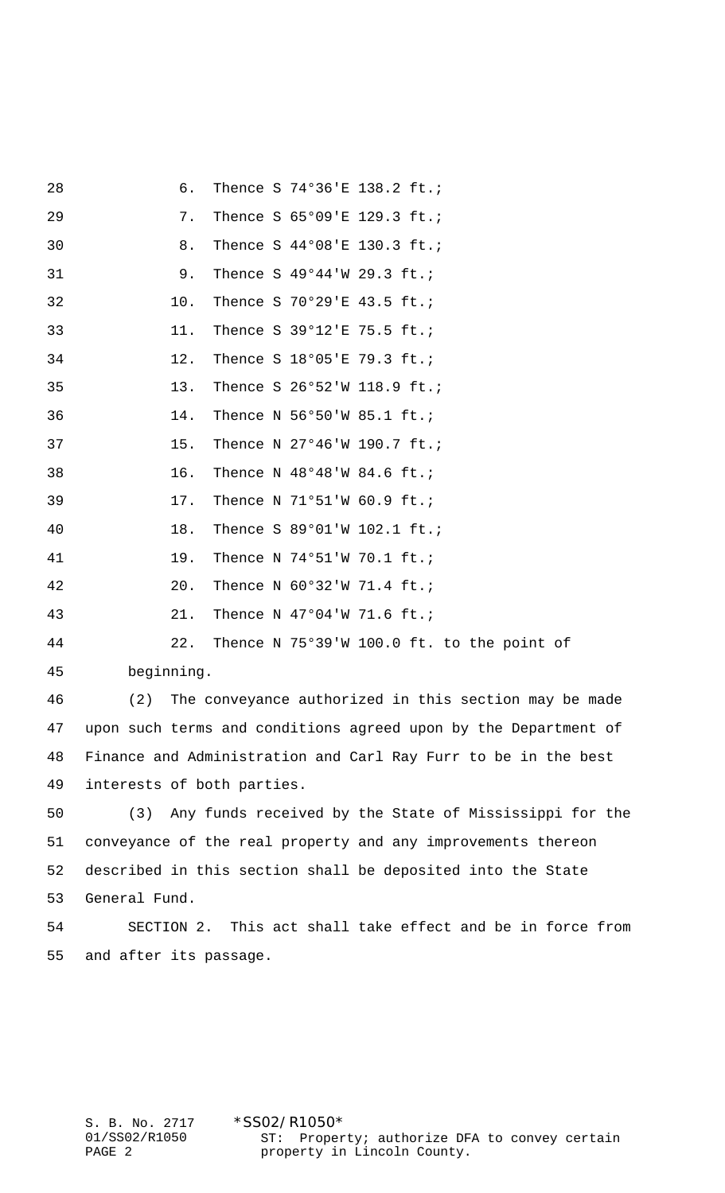6. Thence S 74°36'E 138.2 ft.;

7. Thence S 65°09'E 129.3 ft.;

8. Thence S 44°08'E 130.3 ft.;

9. Thence S 49°44'W 29.3 ft.;

10. Thence S 70°29'E 43.5 ft.;

11. Thence S 39°12'E 75.5 ft.;

12. Thence S 18°05'E 79.3 ft.;

13. Thence S 26°52'W 118.9 ft.;

14. Thence N 56°50'W 85.1 ft.;

15. Thence N 27°46'W 190.7 ft.;

16. Thence N 48°48'W 84.6 ft.;

17. Thence N 71°51'W 60.9 ft.;

18. Thence S 89°01'W 102.1 ft.;

19. Thence N 74°51'W 70.1 ft.;

20. Thence N 60°32'W 71.4 ft.;

21. Thence N 47°04'W 71.6 ft.;

22. Thence N 75°39'W 100.0 ft. to the point of beginning.

(2) The conveyance authorized in this section may be made upon such terms and conditions agreed upon by the Department of Finance and Administration and Carl Ray Furr to be in the best interests of both parties.

(3) Any funds received by the State of Mississippi for the conveyance of the real property and any improvements thereon described in this section shall be deposited into the State General Fund.

SECTION 2. This act shall take effect and be in force from and after its passage.